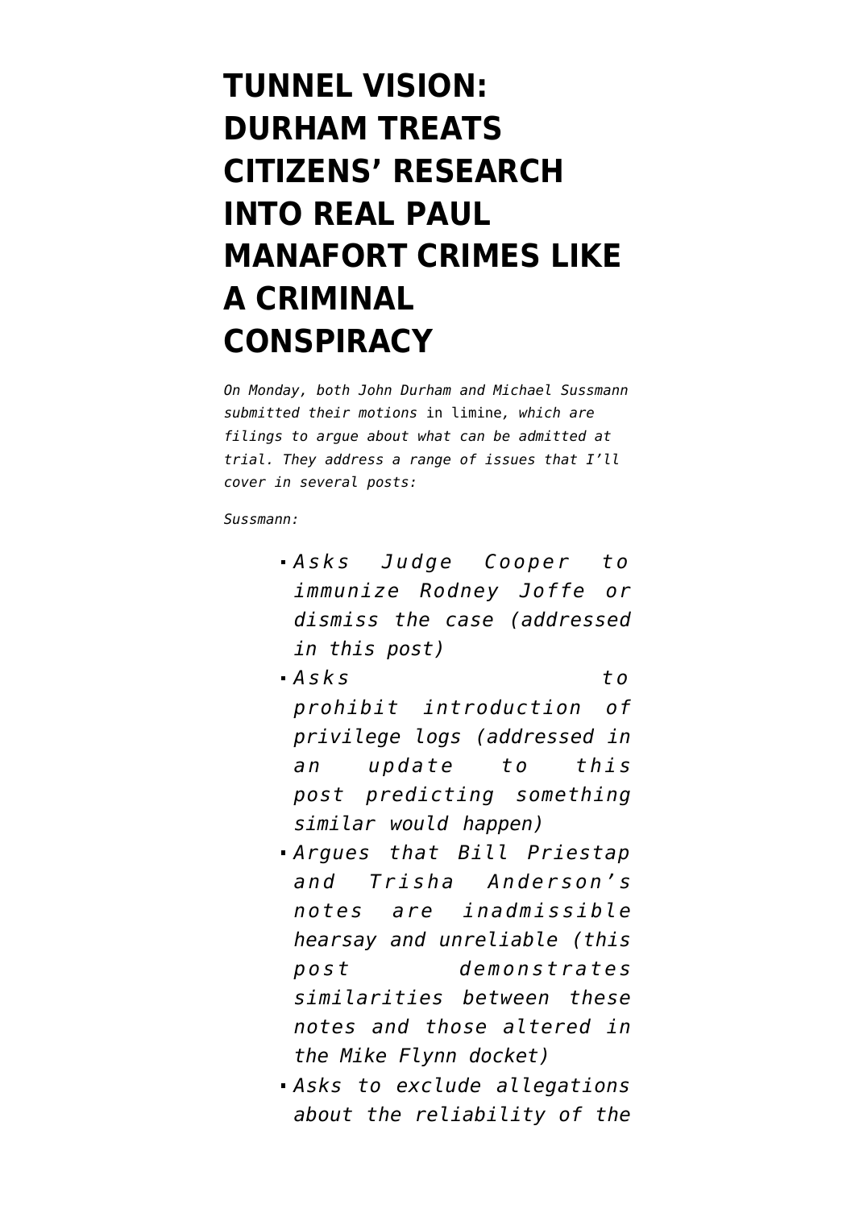# TUNNEL VISION: DURHAM TREATS CITIZENS' RESEARCH INTO REAL PAUL MANAFORT CRIMES LIKE A CRIMINAL CONSPIRACY

*On Monday, both John Durham and Michael Sussmann submitted their motions* in limine, *which are filings to argue about what can be admitted at trial. They address a range of issues that I'll cover in several posts:*

*Sussmann:*

- *Asks Judge Cooper to immunize Rodney Joffe or dismiss the case (addressed in this post)*
- *Asks to prohibit introduction of privilege logs (addressed in an update to this post predicting something similar would happen)*
- *Argues that Bill Priestap and Trisha Anderson's notes are inadmissible hearsay and unreliable (this post demonstrates similarities between these notes and those altered in the Mike Flynn docket)*
- *Asks to exclude allegations about the reliability of the*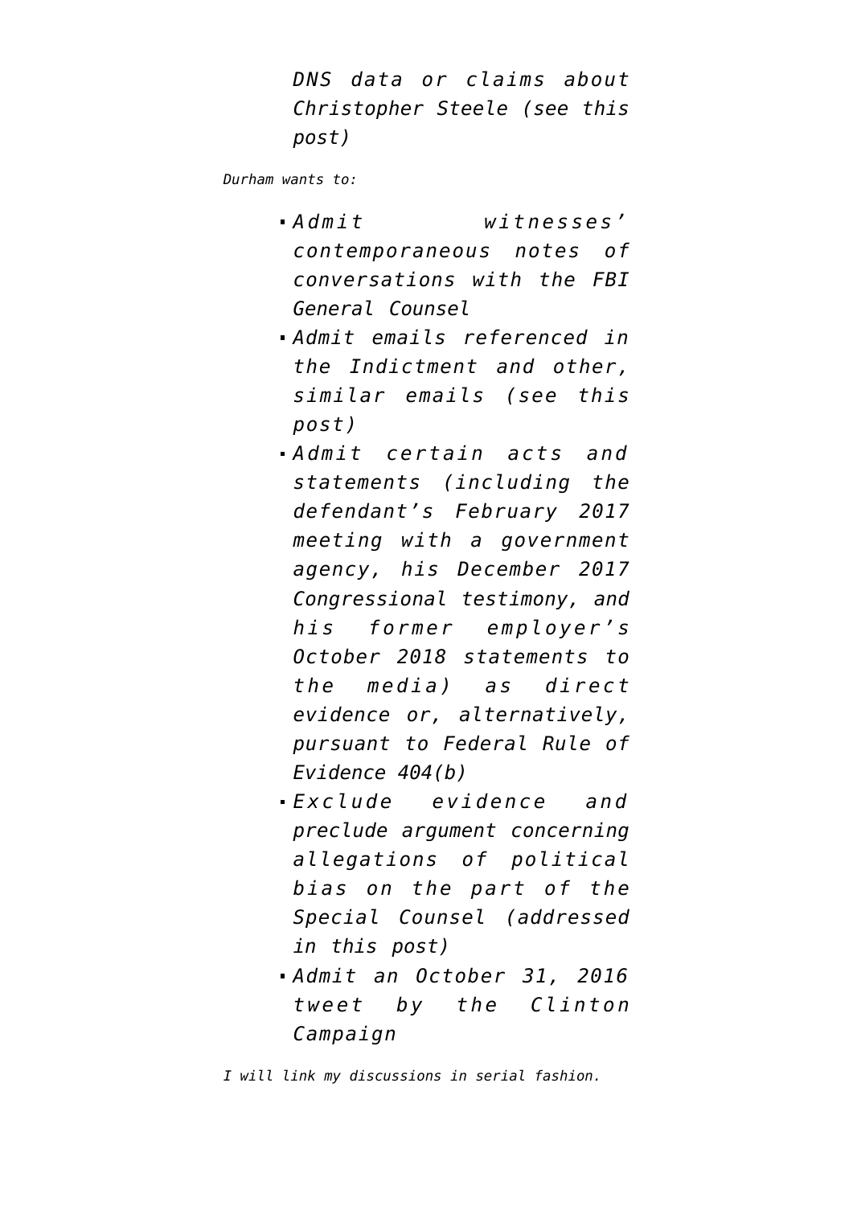DNS data or claims about Christopher Steele (see this post)

*Durham wants to:*

- *Admit witnesses' contemporaneous notes of conversations with the FBI General Counsel*
- *Admit emails referenced in the Indictment and other, similar emails (see this post)*
- *Admit certain acts and statements (including the defendant's February 2017 meeting with a government agency, his December 2017 Congressional testimony, and his former employer's October 2018 statements to the media) as direct evidence or, alternatively, pursuant to Federal Rule of Evidence 404(b)*
- *Exclude evidence and preclude argument concerning allegations of political bias on the part of the Special Counsel (addressed in this post)*
- *Admit an October 31, 2016 tweet by the Clinton Campaign*

*I will link my discussions in serial fashion.*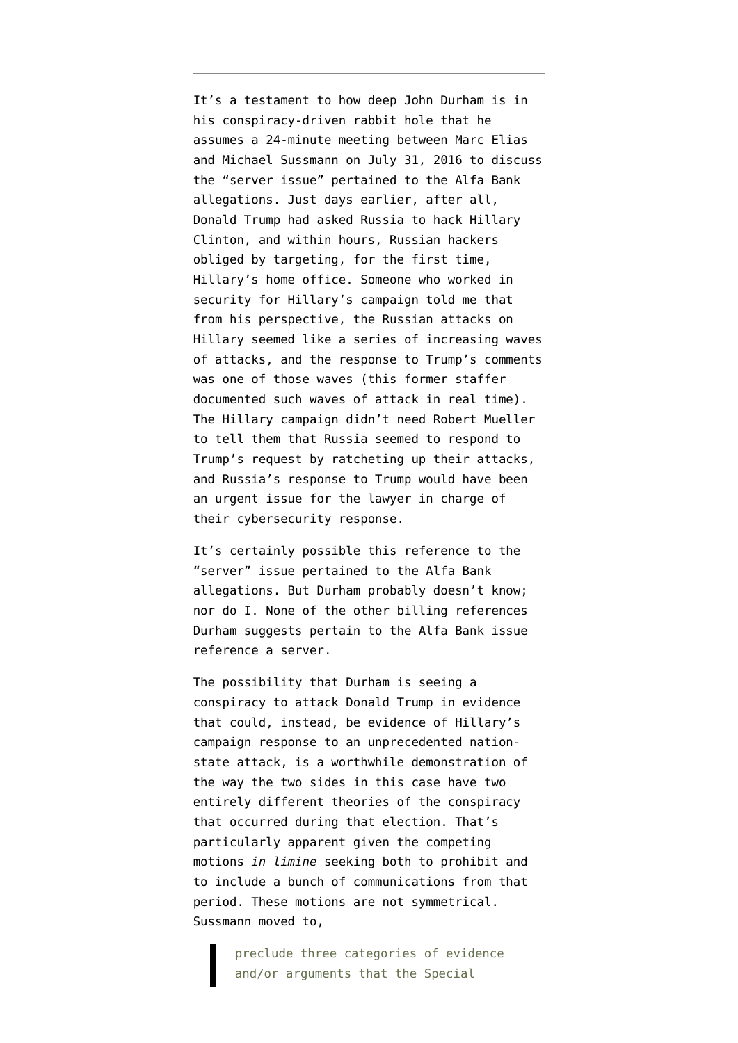It's a testament to how deep John Durham is in his conspiracy-driven rabbit hole that he assumes a 24-minute meeting between Marc Elias and Michael Sussmann on July 31, 2016 to discuss the "server issue" pertained to the Alfa Bank allegations. Just days earlier, after all, Donald Trump had asked Russia to hack Hillary Clinton, and within hours, Russian hackers obliged by targeting, for the first time, Hillary's home office. Someone who worked in security for Hillary's campaign told me that from his perspective, the Russian attacks on Hillary seemed like a series of increasing waves of attacks, and the response to Trump's comments was one of those waves (this former staffer documented such waves of attack in real time). The Hillary campaign didn't need Robert Mueller to tell them that Russia seemed to respond to Trump's request by ratcheting up their attacks, and Russia's response to Trump would have been an urgent issue for the lawyer in charge of their cybersecurity response.

It's certainly possible this reference to the "server" issue pertained to the Alfa Bank allegations. But Durham probably doesn't know; nor do I. None of the other billing references Durham suggests pertain to the Alfa Bank issue reference a server.

The possibility that Durham is seeing a conspiracy to attack Donald Trump in evidence that could, instead, be evidence of Hillary's campaign response to an unprecedented nation-state attack, is a worthwhile demonstration of the way the two sides in this case have two entirely different theories of the conspiracy that occurred during that election. That's particularly apparent given the competing motions *in limine* seeking both to prohibit and to include a bunch of communications from that period. These motions are not symmetrical. Sussmann moved to,

> preclude three categories of evidence and/or arguments that the Special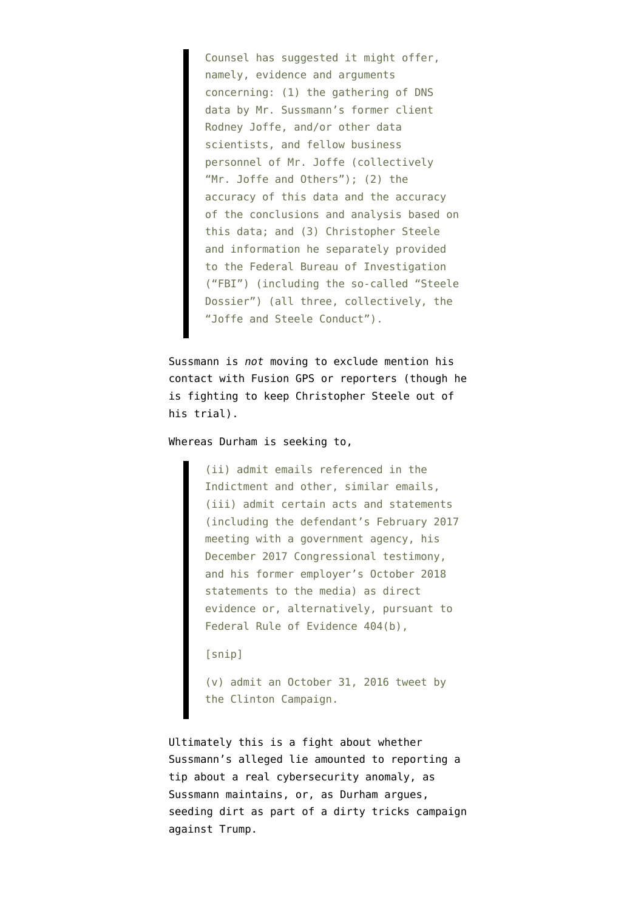> Counsel has suggested it might offer, namely, evidence and arguments concerning: (1) the gathering of DNS data by Mr. Sussmann's former client Rodney Joffe, and/or other data scientists, and fellow business personnel of Mr. Joffe (collectively "Mr. Joffe and Others"); (2) the accuracy of this data and the accuracy of the conclusions and analysis based on this data; and (3) Christopher Steele and information he separately provided to the Federal Bureau of Investigation ("FBI") (including the so-called "Steele Dossier") (all three, collectively, the "Joffe and Steele Conduct").

Sussmann is *not* moving to exclude mention his contact with Fusion GPS or reporters (though he is fighting to keep Christopher Steele out of his trial).

Whereas Durham is seeking to,

> (ii) admit emails referenced in the Indictment and other, similar emails, (iii) admit certain acts and statements (including the defendant's February 2017 meeting with a government agency, his December 2017 Congressional testimony, and his former employer's October 2018 statements to the media) as direct evidence or, alternatively, pursuant to Federal Rule of Evidence 404(b),
>
> [snip]
>
> (v) admit an October 31, 2016 tweet by the Clinton Campaign.

Ultimately this is a fight about whether Sussmann's alleged lie amounted to reporting a tip about a real cybersecurity anomaly, as Sussmann maintains, or, as Durham argues, seeding dirt as part of a dirty tricks campaign against Trump.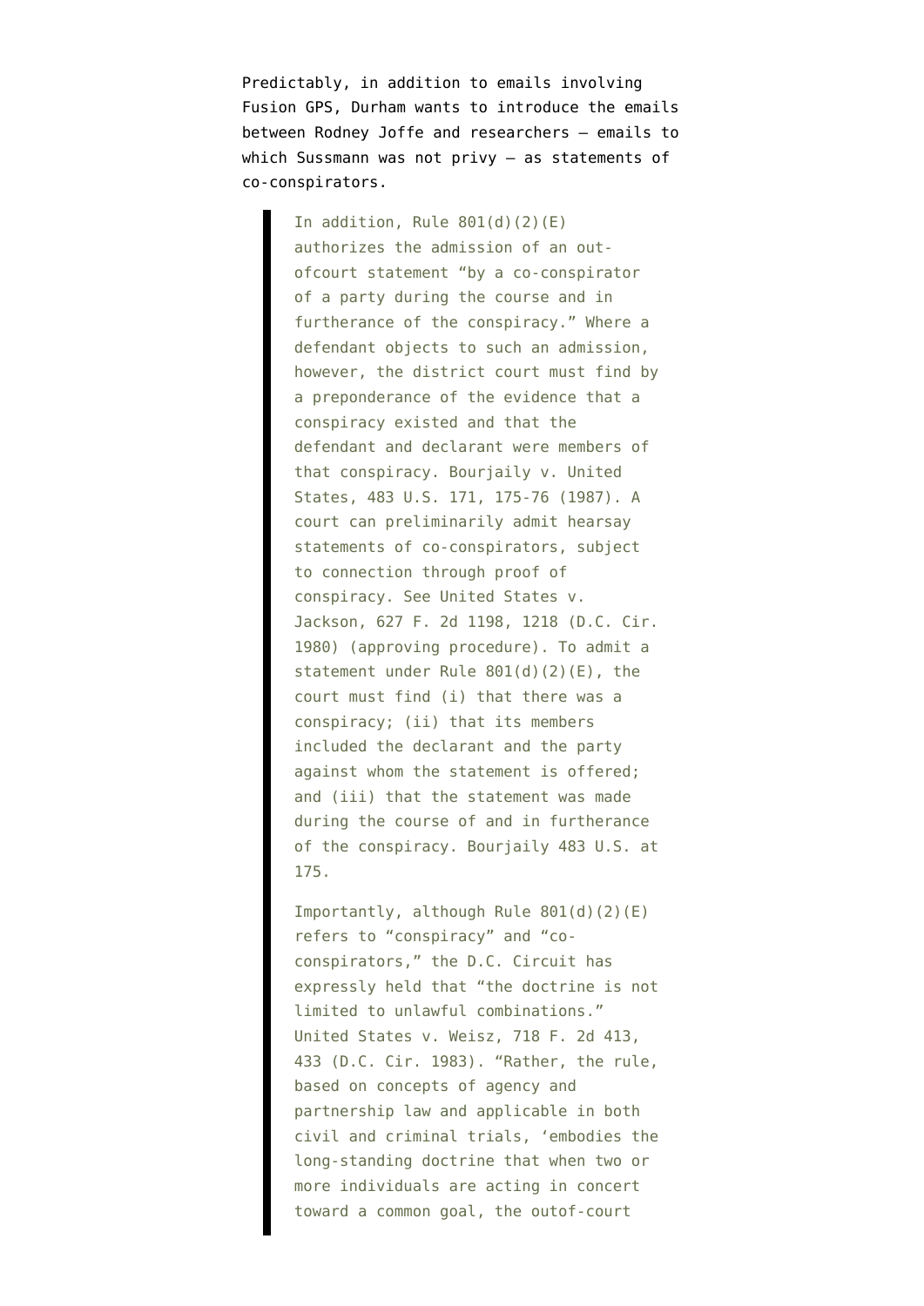Predictably, in addition to emails involving Fusion GPS, Durham wants to introduce the emails between Rodney Joffe and researchers — emails to which Sussmann was not privy — as statements of co-conspirators.

> In addition, Rule 801(d)(2)(E) authorizes the admission of an out-ofcourt statement "by a co-conspirator of a party during the course and in furtherance of the conspiracy." Where a defendant objects to such an admission, however, the district court must find by a preponderance of the evidence that a conspiracy existed and that the defendant and declarant were members of that conspiracy. Bourjaily v. United States, 483 U.S. 171, 175-76 (1987). A court can preliminarily admit hearsay statements of co-conspirators, subject to connection through proof of conspiracy. See United States v. Jackson, 627 F. 2d 1198, 1218 (D.C. Cir. 1980) (approving procedure). To admit a statement under Rule 801(d)(2)(E), the court must find (i) that there was a conspiracy; (ii) that its members included the declarant and the party against whom the statement is offered; and (iii) that the statement was made during the course of and in furtherance of the conspiracy. Bourjaily 483 U.S. at 175.
>
> Importantly, although Rule 801(d)(2)(E) refers to "conspiracy" and "co-conspirators," the D.C. Circuit has expressly held that "the doctrine is not limited to unlawful combinations." United States v. Weisz, 718 F. 2d 413, 433 (D.C. Cir. 1983). "Rather, the rule, based on concepts of agency and partnership law and applicable in both civil and criminal trials, 'embodies the long-standing doctrine that when two or more individuals are acting in concert toward a common goal, the outof-court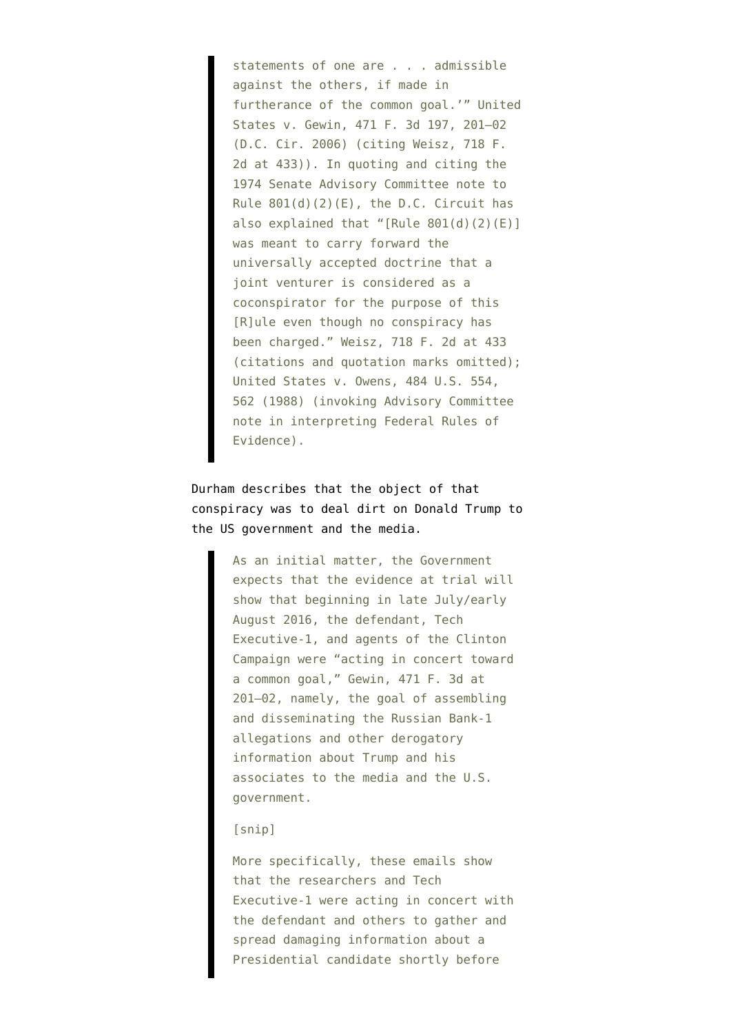> statements of one are . . . admissible against the others, if made in furtherance of the common goal.'" United States v. Gewin, 471 F. 3d 197, 201–02 (D.C. Cir. 2006) (citing Weisz, 718 F. 2d at 433)). In quoting and citing the 1974 Senate Advisory Committee note to Rule 801(d)(2)(E), the D.C. Circuit has also explained that "[Rule 801(d)(2)(E)] was meant to carry forward the universally accepted doctrine that a joint venturer is considered as a coconspirator for the purpose of this [R]ule even though no conspiracy has been charged." Weisz, 718 F. 2d at 433 (citations and quotation marks omitted); United States v. Owens, 484 U.S. 554, 562 (1988) (invoking Advisory Committee note in interpreting Federal Rules of Evidence).

Durham describes that the object of that conspiracy was to deal dirt on Donald Trump to the US government and the media.

> As an initial matter, the Government expects that the evidence at trial will show that beginning in late July/early August 2016, the defendant, Tech Executive-1, and agents of the Clinton Campaign were "acting in concert toward a common goal," Gewin, 471 F. 3d at 201–02, namely, the goal of assembling and disseminating the Russian Bank-1 allegations and other derogatory information about Trump and his associates to the media and the U.S. government.
>
> [snip]
>
> More specifically, these emails show that the researchers and Tech Executive-1 were acting in concert with the defendant and others to gather and spread damaging information about a Presidential candidate shortly before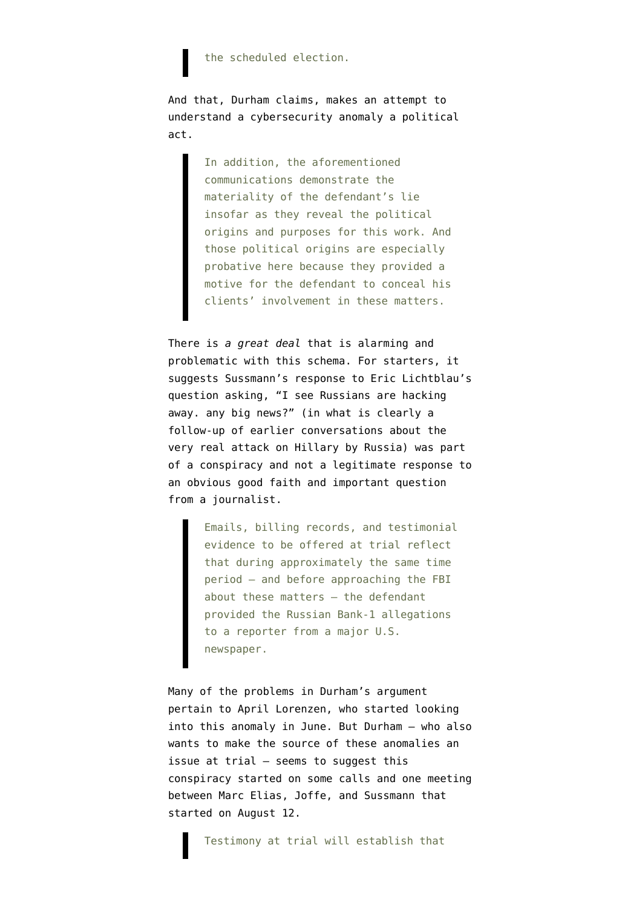> the scheduled election.

And that, Durham claims, makes an attempt to understand a cybersecurity anomaly a political act.

> In addition, the aforementioned communications demonstrate the materiality of the defendant's lie insofar as they reveal the political origins and purposes for this work. And those political origins are especially probative here because they provided a motive for the defendant to conceal his clients' involvement in these matters.

There is *a great deal* that is alarming and problematic with this schema. For starters, it suggests Sussmann's response to Eric Lichtblau's question asking, "I see Russians are hacking away. any big news?" (in what is clearly a follow-up of earlier conversations about the very real attack on Hillary by Russia) was part of a conspiracy and not a legitimate response to an obvious good faith and important question from a journalist.

> Emails, billing records, and testimonial evidence to be offered at trial reflect that during approximately the same time period – and before approaching the FBI about these matters – the defendant provided the Russian Bank-1 allegations to a reporter from a major U.S. newspaper.

Many of the problems in Durham's argument pertain to April Lorenzen, who started looking into this anomaly in June. But Durham — who also wants to make the source of these anomalies an issue at trial — seems to suggest this conspiracy started on some calls and one meeting between Marc Elias, Joffe, and Sussmann that started on August 12.

> Testimony at trial will establish that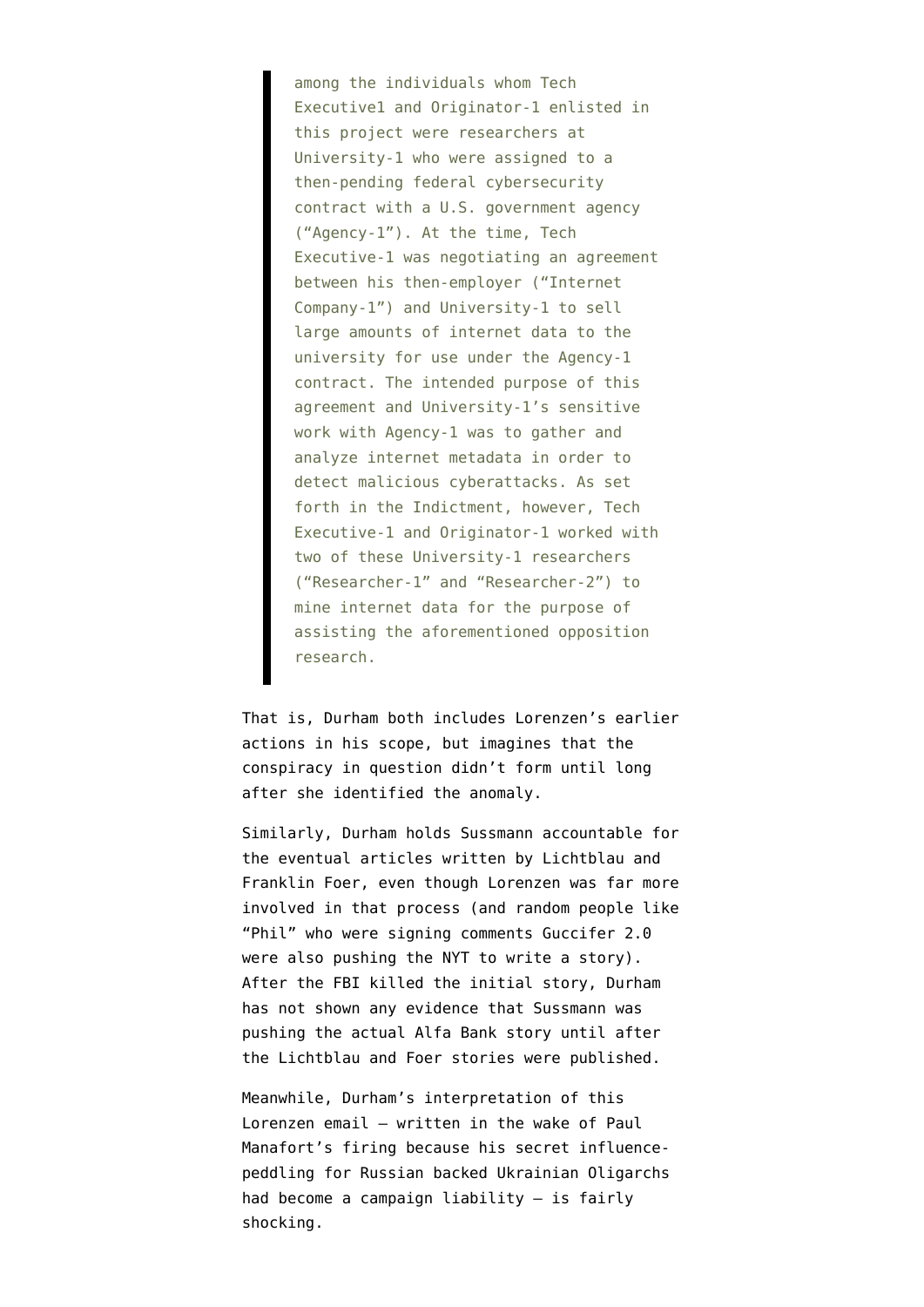> among the individuals whom Tech Executive1 and Originator-1 enlisted in this project were researchers at University-1 who were assigned to a then-pending federal cybersecurity contract with a U.S. government agency ("Agency-1"). At the time, Tech Executive-1 was negotiating an agreement between his then-employer ("Internet Company-1") and University-1 to sell large amounts of internet data to the university for use under the Agency-1 contract. The intended purpose of this agreement and University-1's sensitive work with Agency-1 was to gather and analyze internet metadata in order to detect malicious cyberattacks. As set forth in the Indictment, however, Tech Executive-1 and Originator-1 worked with two of these University-1 researchers ("Researcher-1" and "Researcher-2") to mine internet data for the purpose of assisting the aforementioned opposition research.

That is, Durham both includes Lorenzen's earlier actions in his scope, but imagines that the conspiracy in question didn't form until long after she identified the anomaly.

Similarly, Durham holds Sussmann accountable for the eventual articles written by Lichtblau and Franklin Foer, even though Lorenzen was far more involved in that process (and random people like "Phil" who were signing comments Guccifer 2.0 were also pushing the NYT to write a story). After the FBI killed the initial story, Durham has not shown any evidence that Sussmann was pushing the actual Alfa Bank story until after the Lichtblau and Foer stories were published.

Meanwhile, Durham's interpretation of this Lorenzen email — written in the wake of Paul Manafort's firing because his secret influence-peddling for Russian backed Ukrainian Oligarchs had become a campaign liability — is fairly shocking.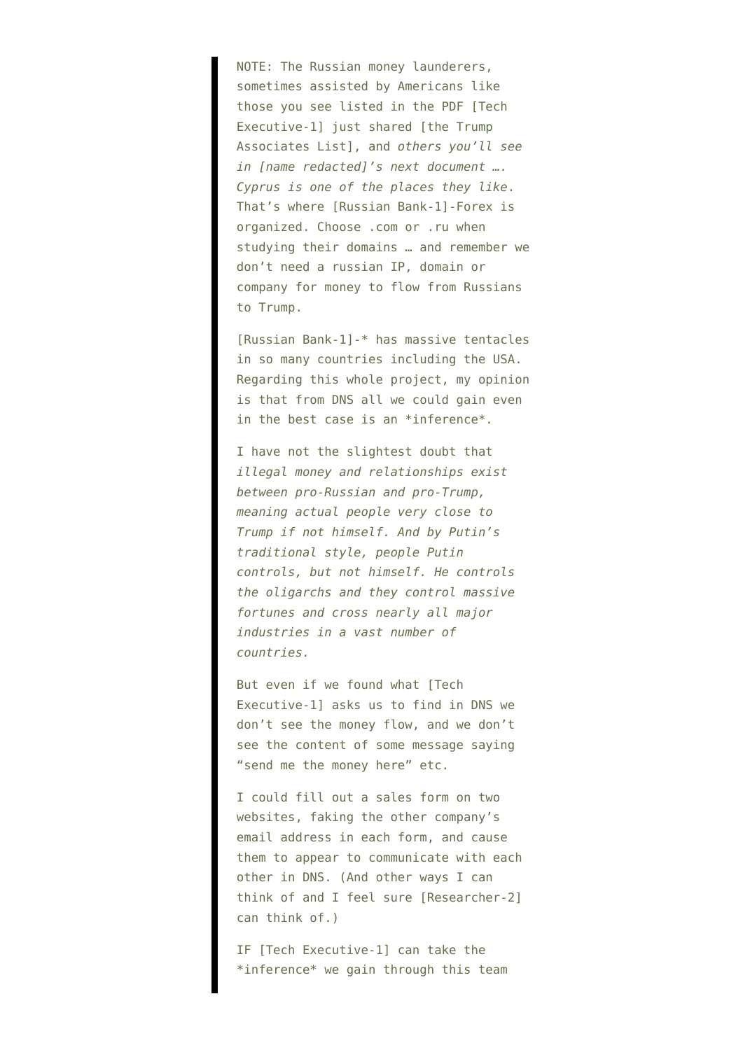> NOTE: The Russian money launderers, sometimes assisted by Americans like those you see listed in the PDF [Tech Executive-1] just shared [the Trump Associates List], and *others you'll see in [name redacted]'s next document …. Cyprus is one of the places they like*. That's where [Russian Bank-1]-Forex is organized. Choose .com or .ru when studying their domains … and remember we don't need a russian IP, domain or company for money to flow from Russians to Trump.
>
> [Russian Bank-1]-* has massive tentacles in so many countries including the USA. Regarding this whole project, my opinion is that from DNS all we could gain even in the best case is an *inference*.
>
> I have not the slightest doubt that *illegal money and relationships exist between pro-Russian and pro-Trump, meaning actual people very close to Trump if not himself. And by Putin's traditional style, people Putin controls, but not himself. He controls the oligarchs and they control massive fortunes and cross nearly all major industries in a vast number of countries.*
>
> But even if we found what [Tech Executive-1] asks us to find in DNS we don't see the money flow, and we don't see the content of some message saying "send me the money here" etc.
>
> I could fill out a sales form on two websites, faking the other company's email address in each form, and cause them to appear to communicate with each other in DNS. (And other ways I can think of and I feel sure [Researcher-2] can think of.)
>
> IF [Tech Executive-1] can take the *inference* we gain through this team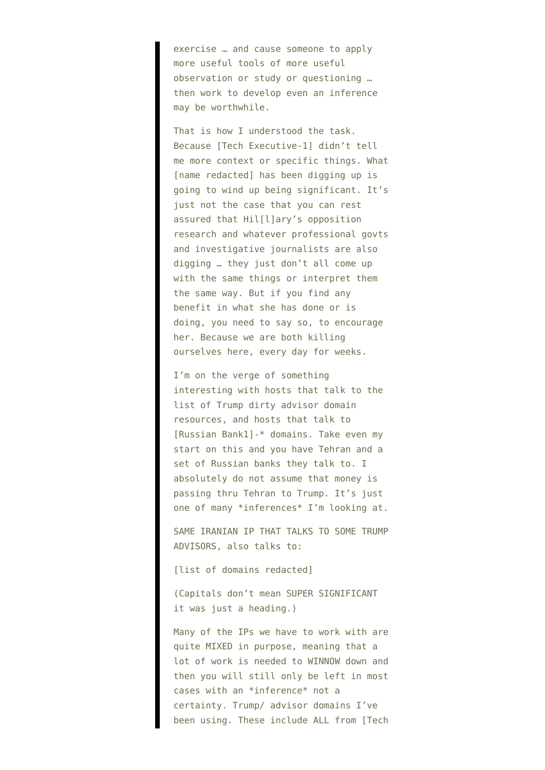> exercise … and cause someone to apply more useful tools of more useful observation or study or questioning … then work to develop even an inference may be worthwhile.
>
> That is how I understood the task. Because [Tech Executive-1] didn't tell me more context or specific things. What [name redacted] has been digging up is going to wind up being significant. It's just not the case that you can rest assured that Hil[l]ary's opposition research and whatever professional govts and investigative journalists are also digging … they just don't all come up with the same things or interpret them the same way. But if you find any benefit in what she has done or is doing, you need to say so, to encourage her. Because we are both killing ourselves here, every day for weeks.
>
> I'm on the verge of something interesting with hosts that talk to the list of Trump dirty advisor domain resources, and hosts that talk to [Russian Bank1]-* domains. Take even my start on this and you have Tehran and a set of Russian banks they talk to. I absolutely do not assume that money is passing thru Tehran to Trump. It's just one of many *inferences* I'm looking at.
>
> SAME IRANIAN IP THAT TALKS TO SOME TRUMP ADVISORS, also talks to:
>
> [list of domains redacted]
>
> (Capitals don't mean SUPER SIGNIFICANT it was just a heading.)
>
> Many of the IPs we have to work with are quite MIXED in purpose, meaning that a lot of work is needed to WINNOW down and then you will still only be left in most cases with an *inference* not a certainty. Trump/ advisor domains I've been using. These include ALL from [Tech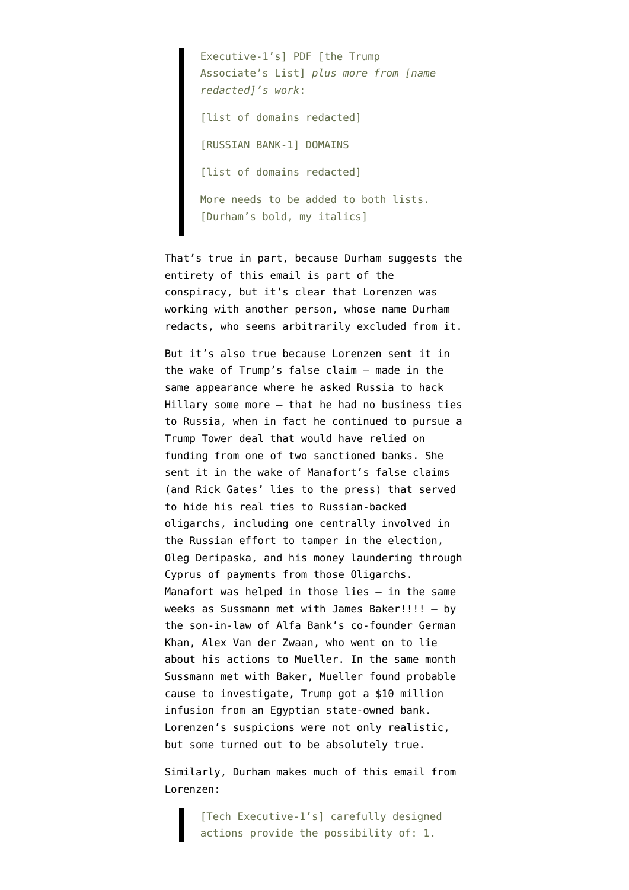> Executive-1's] PDF [the Trump Associate's List] *plus more from [name redacted]'s work*:
>
> [list of domains redacted]
>
> [RUSSIAN BANK-1] DOMAINS
>
> [list of domains redacted]
>
> More needs to be added to both lists. [Durham's bold, my italics]

That's true in part, because Durham suggests the entirety of this email is part of the conspiracy, but it's clear that Lorenzen was working with another person, whose name Durham redacts, who seems arbitrarily excluded from it.

But it's also true because Lorenzen sent it in the wake of Trump's false claim — made in the same appearance where he asked Russia to hack Hillary some more — that he had no business ties to Russia, when in fact he continued to pursue a Trump Tower deal that would have relied on funding from one of two sanctioned banks. She sent it in the wake of Manafort's false claims (and Rick Gates' lies to the press) that served to hide his real ties to Russian-backed oligarchs, including one centrally involved in the Russian effort to tamper in the election, Oleg Deripaska, and his money laundering through Cyprus of payments from those Oligarchs. Manafort was helped in those lies — in the same weeks as Sussmann met with James Baker!!!! — by the son-in-law of Alfa Bank's co-founder German Khan, Alex Van der Zwaan, who went on to lie about his actions to Mueller. In the same month Sussmann met with Baker, Mueller found probable cause to investigate, Trump got a $10 million infusion from an Egyptian state-owned bank. Lorenzen's suspicions were not only realistic, but some turned out to be absolutely true.

Similarly, Durham makes much of this email from Lorenzen:

> [Tech Executive-1's] carefully designed actions provide the possibility of: 1.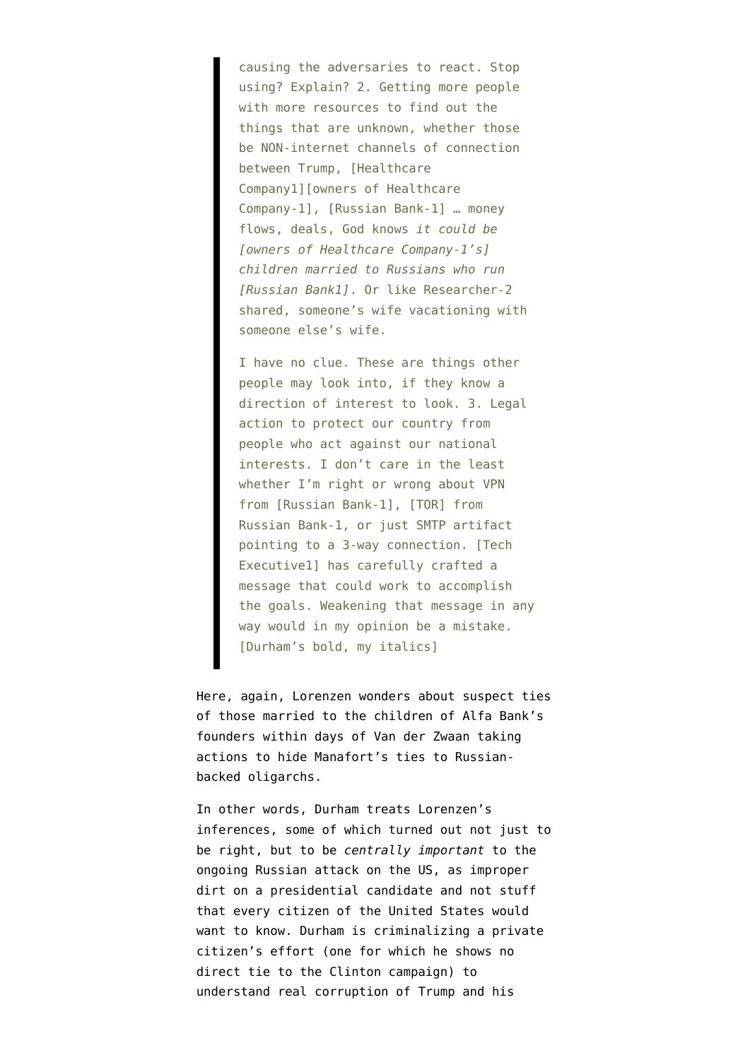> causing the adversaries to react. Stop using? Explain? 2. Getting more people with more resources to find out the things that are unknown, whether those be NON-internet channels of connection between Trump, [Healthcare Company1][owners of Healthcare Company-1], [Russian Bank-1] … money flows, deals, God knows *it could be [owners of Healthcare Company-1's] children married to Russians who run [Russian Bank1]*. Or like Researcher-2 shared, someone's wife vacationing with someone else's wife.
>
> I have no clue. These are things other people may look into, if they know a direction of interest to look. 3. Legal action to protect our country from people who act against our national interests. I don't care in the least whether I'm right or wrong about VPN from [Russian Bank-1], [TOR] from Russian Bank-1, or just SMTP artifact pointing to a 3-way connection. [Tech Executive1] has carefully crafted a message that could work to accomplish the goals. Weakening that message in any way would in my opinion be a mistake. [Durham's bold, my italics]

Here, again, Lorenzen wonders about suspect ties of those married to the children of Alfa Bank's founders within days of Van der Zwaan taking actions to hide Manafort's ties to Russian-backed oligarchs.

In other words, Durham treats Lorenzen's inferences, some of which turned out not just to be right, but to be *centrally important* to the ongoing Russian attack on the US, as improper dirt on a presidential candidate and not stuff that every citizen of the United States would want to know. Durham is criminalizing a private citizen's effort (one for which he shows no direct tie to the Clinton campaign) to understand real corruption of Trump and his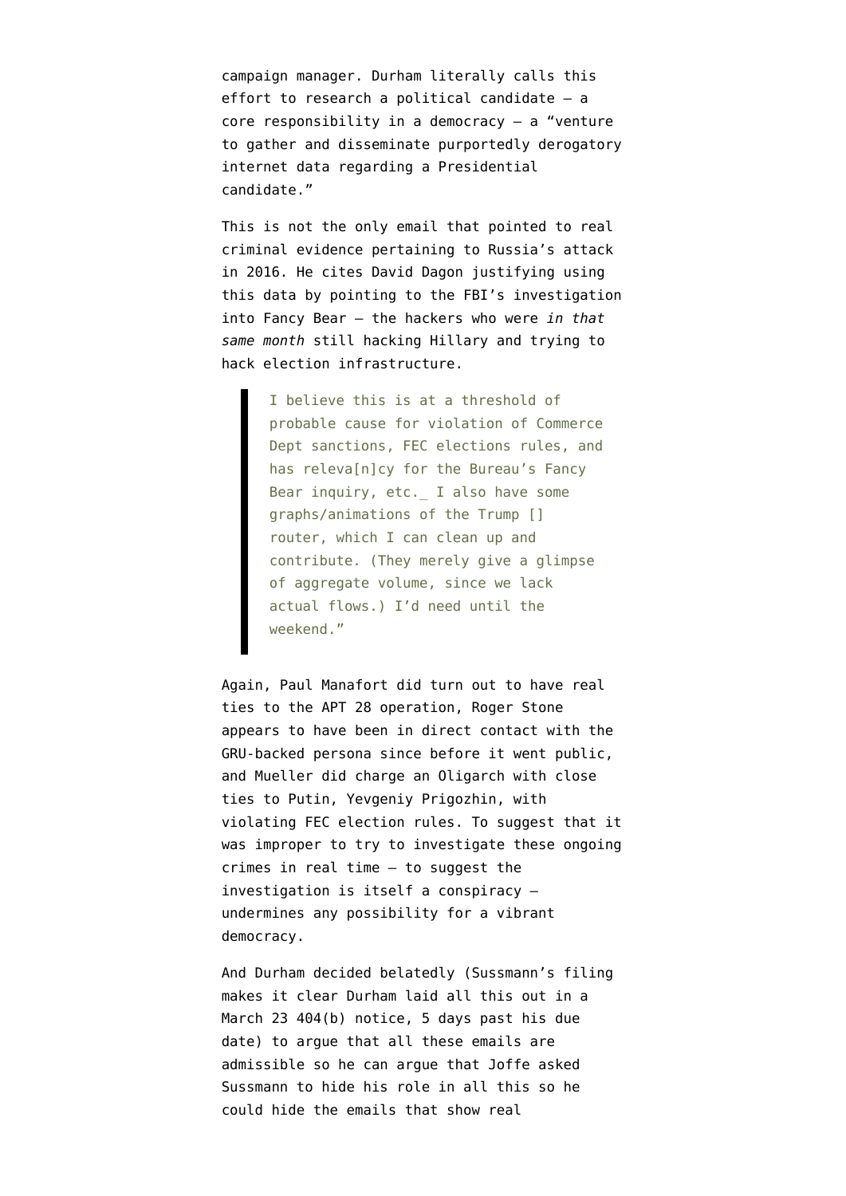campaign manager. Durham literally calls this effort to research a political candidate — a core responsibility in a democracy — a "venture to gather and disseminate purportedly derogatory internet data regarding a Presidential candidate."

This is not the only email that pointed to real criminal evidence pertaining to Russia's attack in 2016. He cites David Dagon justifying using this data by pointing to the FBI's investigation into Fancy Bear — the hackers who were *in that same month* still hacking Hillary and trying to hack election infrastructure.

> I believe this is at a threshold of probable cause for violation of Commerce Dept sanctions, FEC elections rules, and has releva[n]cy for the Bureau's Fancy Bear inquiry, etc._ I also have some graphs/animations of the Trump [] router, which I can clean up and contribute. (They merely give a glimpse of aggregate volume, since we lack actual flows.) I'd need until the weekend."

Again, Paul Manafort did turn out to have real ties to the APT 28 operation, Roger Stone appears to have been in direct contact with the GRU-backed persona since before it went public, and Mueller did charge an Oligarch with close ties to Putin, Yevgeniy Prigozhin, with violating FEC election rules. To suggest that it was improper to try to investigate these ongoing crimes in real time — to suggest the investigation is itself a conspiracy — undermines any possibility for a vibrant democracy.

And Durham decided belatedly (Sussmann's filing makes it clear Durham laid all this out in a March 23 404(b) notice, 5 days past his due date) to argue that all these emails are admissible so he can argue that Joffe asked Sussmann to hide his role in all this so he could hide the emails that show real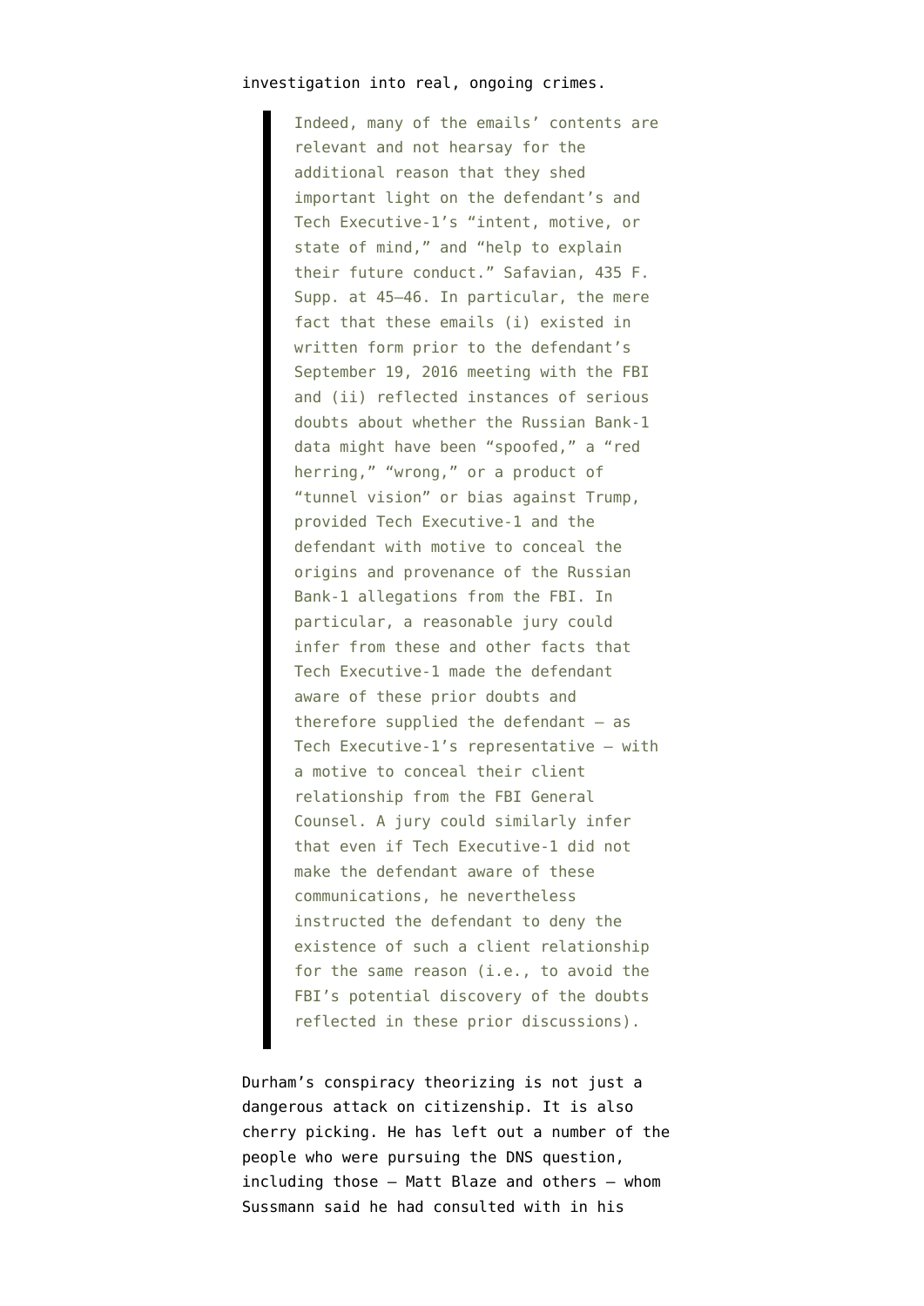investigation into real, ongoing crimes.

> Indeed, many of the emails' contents are relevant and not hearsay for the additional reason that they shed important light on the defendant's and Tech Executive-1's "intent, motive, or state of mind," and "help to explain their future conduct." Safavian, 435 F. Supp. at 45–46. In particular, the mere fact that these emails (i) existed in written form prior to the defendant's September 19, 2016 meeting with the FBI and (ii) reflected instances of serious doubts about whether the Russian Bank-1 data might have been "spoofed," a "red herring," "wrong," or a product of "tunnel vision" or bias against Trump, provided Tech Executive-1 and the defendant with motive to conceal the origins and provenance of the Russian Bank-1 allegations from the FBI. In particular, a reasonable jury could infer from these and other facts that Tech Executive-1 made the defendant aware of these prior doubts and therefore supplied the defendant – as Tech Executive-1's representative – with a motive to conceal their client relationship from the FBI General Counsel. A jury could similarly infer that even if Tech Executive-1 did not make the defendant aware of these communications, he nevertheless instructed the defendant to deny the existence of such a client relationship for the same reason (i.e., to avoid the FBI's potential discovery of the doubts reflected in these prior discussions).

Durham's conspiracy theorizing is not just a dangerous attack on citizenship. It is also cherry picking. He has left out a number of the people who were pursuing the DNS question, including those – Matt Blaze and others – whom Sussmann said he had consulted with in his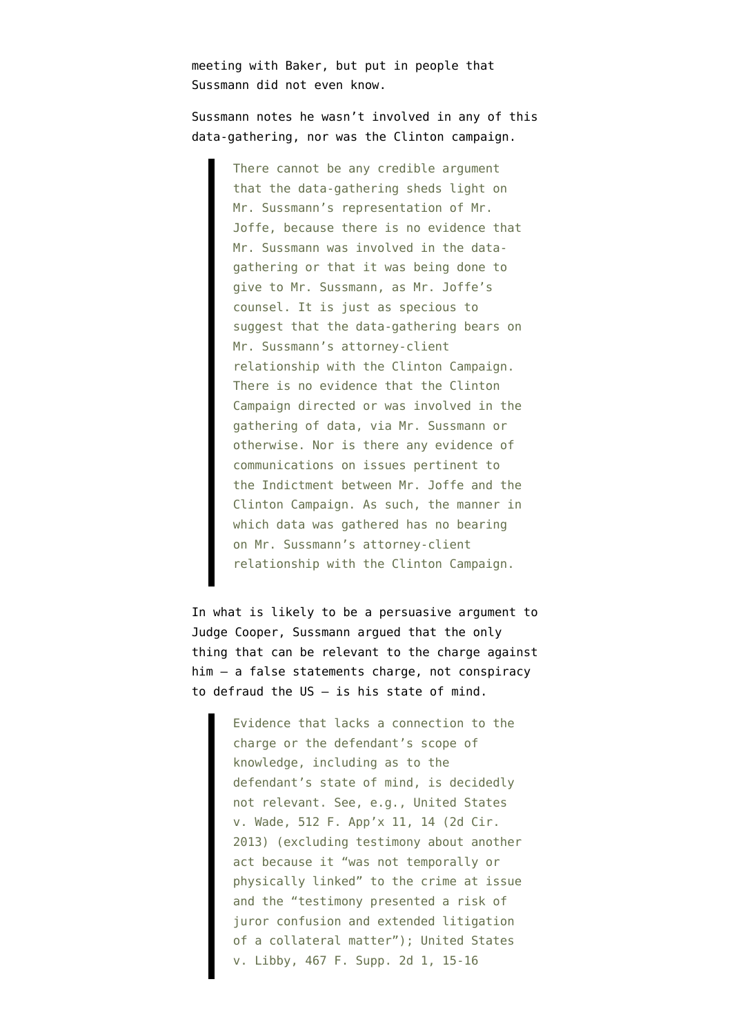meeting with Baker, but put in people that Sussmann did not even know.

Sussmann notes he wasn't involved in any of this data-gathering, nor was the Clinton campaign.

> There cannot be any credible argument that the data-gathering sheds light on Mr. Sussmann's representation of Mr. Joffe, because there is no evidence that Mr. Sussmann was involved in the data-gathering or that it was being done to give to Mr. Sussmann, as Mr. Joffe's counsel. It is just as specious to suggest that the data-gathering bears on Mr. Sussmann's attorney-client relationship with the Clinton Campaign. There is no evidence that the Clinton Campaign directed or was involved in the gathering of data, via Mr. Sussmann or otherwise. Nor is there any evidence of communications on issues pertinent to the Indictment between Mr. Joffe and the Clinton Campaign. As such, the manner in which data was gathered has no bearing on Mr. Sussmann's attorney-client relationship with the Clinton Campaign.

In what is likely to be a persuasive argument to Judge Cooper, Sussmann argued that the only thing that can be relevant to the charge against him — a false statements charge, not conspiracy to defraud the US — is his state of mind.

> Evidence that lacks a connection to the charge or the defendant's scope of knowledge, including as to the defendant's state of mind, is decidedly not relevant. See, e.g., United States v. Wade, 512 F. App'x 11, 14 (2d Cir. 2013) (excluding testimony about another act because it "was not temporally or physically linked" to the crime at issue and the "testimony presented a risk of juror confusion and extended litigation of a collateral matter"); United States v. Libby, 467 F. Supp. 2d 1, 15-16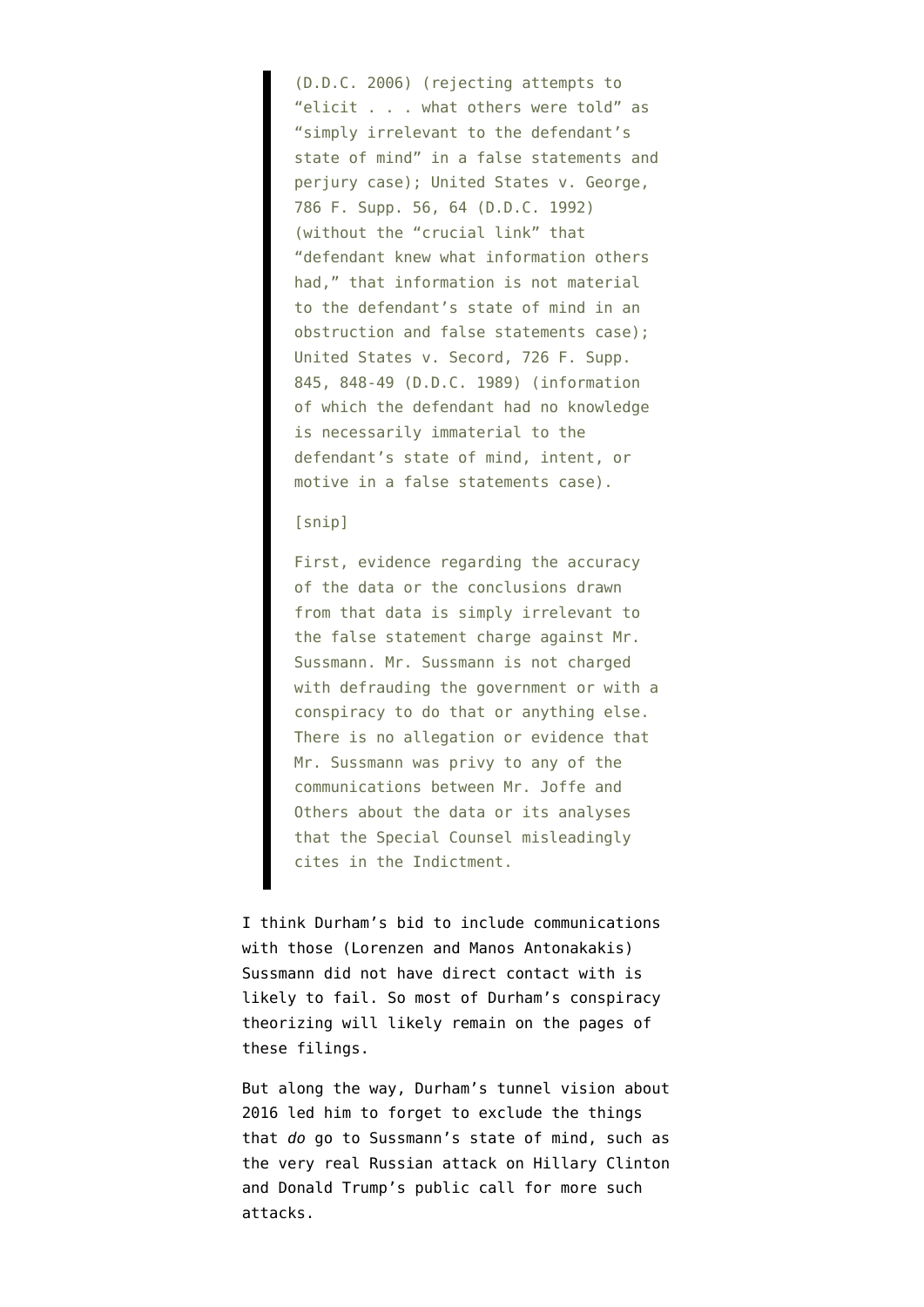> (D.D.C. 2006) (rejecting attempts to "elicit . . . what others were told" as "simply irrelevant to the defendant's state of mind" in a false statements and perjury case); United States v. George, 786 F. Supp. 56, 64 (D.D.C. 1992) (without the "crucial link" that "defendant knew what information others had," that information is not material to the defendant's state of mind in an obstruction and false statements case); United States v. Secord, 726 F. Supp. 845, 848-49 (D.D.C. 1989) (information of which the defendant had no knowledge is necessarily immaterial to the defendant's state of mind, intent, or motive in a false statements case).
>
> [snip]
>
> First, evidence regarding the accuracy of the data or the conclusions drawn from that data is simply irrelevant to the false statement charge against Mr. Sussmann. Mr. Sussmann is not charged with defrauding the government or with a conspiracy to do that or anything else. There is no allegation or evidence that Mr. Sussmann was privy to any of the communications between Mr. Joffe and Others about the data or its analyses that the Special Counsel misleadingly cites in the Indictment.

I think Durham's bid to include communications with those (Lorenzen and Manos Antonakakis) Sussmann did not have direct contact with is likely to fail. So most of Durham's conspiracy theorizing will likely remain on the pages of these filings.

But along the way, Durham's tunnel vision about 2016 led him to forget to exclude the things that *do* go to Sussmann's state of mind, such as the very real Russian attack on Hillary Clinton and Donald Trump's public call for more such attacks.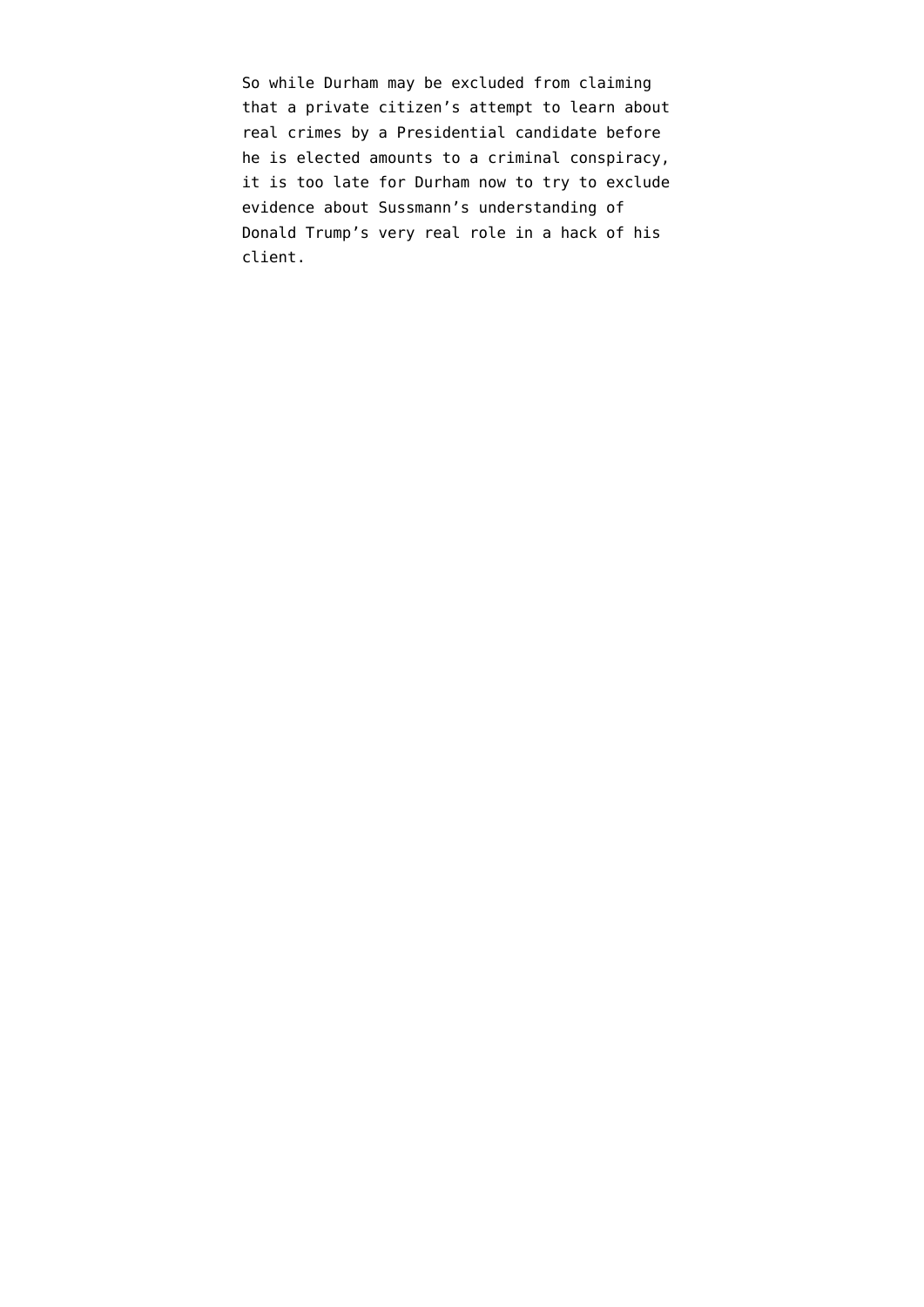So while Durham may be excluded from claiming that a private citizen's attempt to learn about real crimes by a Presidential candidate before he is elected amounts to a criminal conspiracy, it is too late for Durham now to try to exclude evidence about Sussmann's understanding of Donald Trump's very real role in a hack of his client.